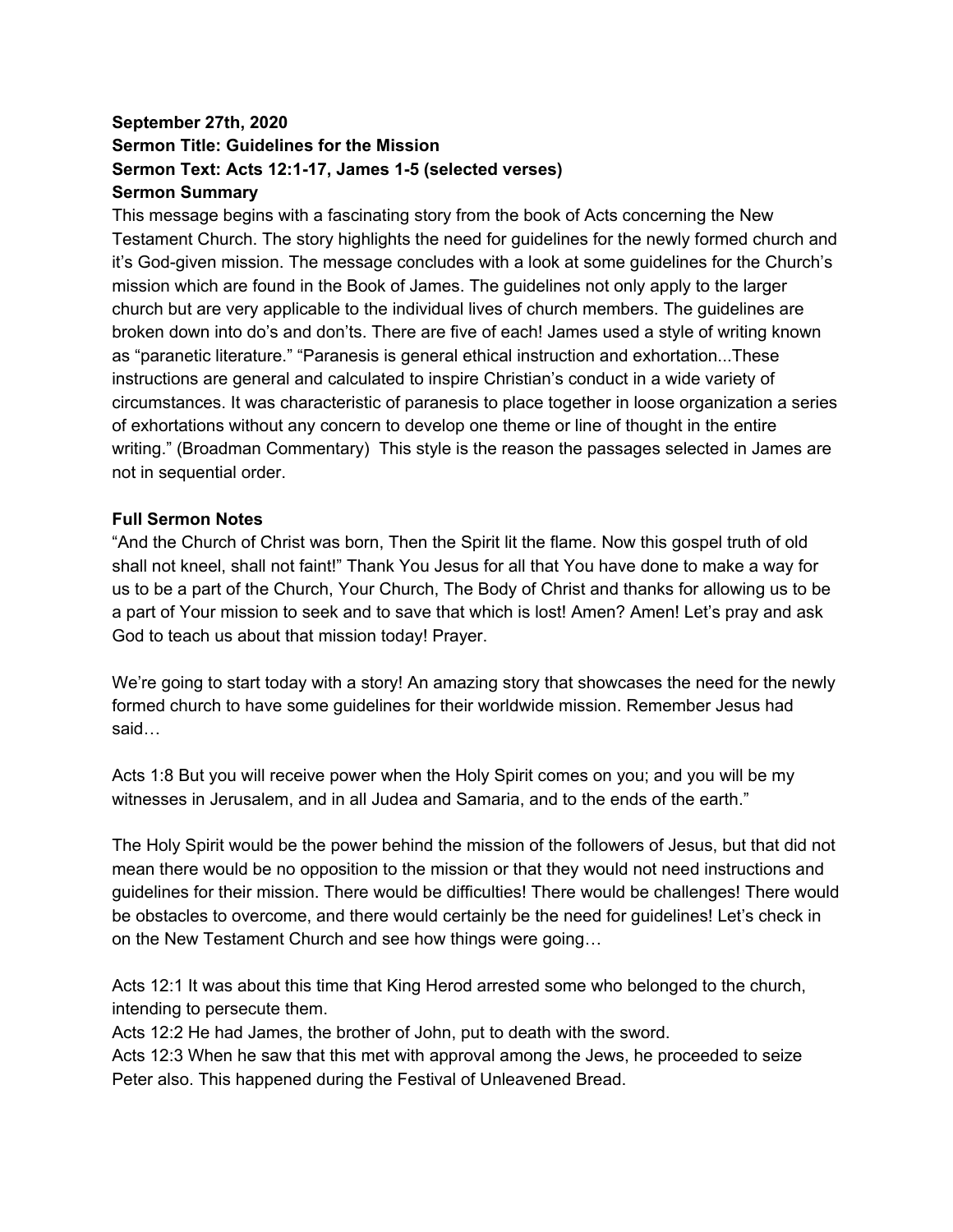**September 27th, 2020**
**Sermon Title: Guidelines for the Mission**
**Sermon Text: Acts 12:1-17, James 1-5 (selected verses)**
**Sermon Summary**

This message begins with a fascinating story from the book of Acts concerning the New Testament Church. The story highlights the need for guidelines for the newly formed church and it's God-given mission. The message concludes with a look at some guidelines for the Church's mission which are found in the Book of James. The guidelines not only apply to the larger church but are very applicable to the individual lives of church members. The guidelines are broken down into do's and don'ts. There are five of each! James used a style of writing known as "paranetic literature." "Paranesis is general ethical instruction and exhortation...These instructions are general and calculated to inspire Christian's conduct in a wide variety of circumstances. It was characteristic of paranesis to place together in loose organization a series of exhortations without any concern to develop one theme or line of thought in the entire writing." (Broadman Commentary) This style is the reason the passages selected in James are not in sequential order.

**Full Sermon Notes**

"And the Church of Christ was born, Then the Spirit lit the flame. Now this gospel truth of old shall not kneel, shall not faint!" Thank You Jesus for all that You have done to make a way for us to be a part of the Church, Your Church, The Body of Christ and thanks for allowing us to be a part of Your mission to seek and to save that which is lost! Amen? Amen! Let's pray and ask God to teach us about that mission today! Prayer.

We're going to start today with a story! An amazing story that showcases the need for the newly formed church to have some guidelines for their worldwide mission. Remember Jesus had said…

Acts 1:8 But you will receive power when the Holy Spirit comes on you; and you will be my witnesses in Jerusalem, and in all Judea and Samaria, and to the ends of the earth."

The Holy Spirit would be the power behind the mission of the followers of Jesus, but that did not mean there would be no opposition to the mission or that they would not need instructions and guidelines for their mission. There would be difficulties! There would be challenges! There would be obstacles to overcome, and there would certainly be the need for guidelines! Let's check in on the New Testament Church and see how things were going…

Acts 12:1 It was about this time that King Herod arrested some who belonged to the church, intending to persecute them.
Acts 12:2 He had James, the brother of John, put to death with the sword.
Acts 12:3 When he saw that this met with approval among the Jews, he proceeded to seize Peter also. This happened during the Festival of Unleavened Bread.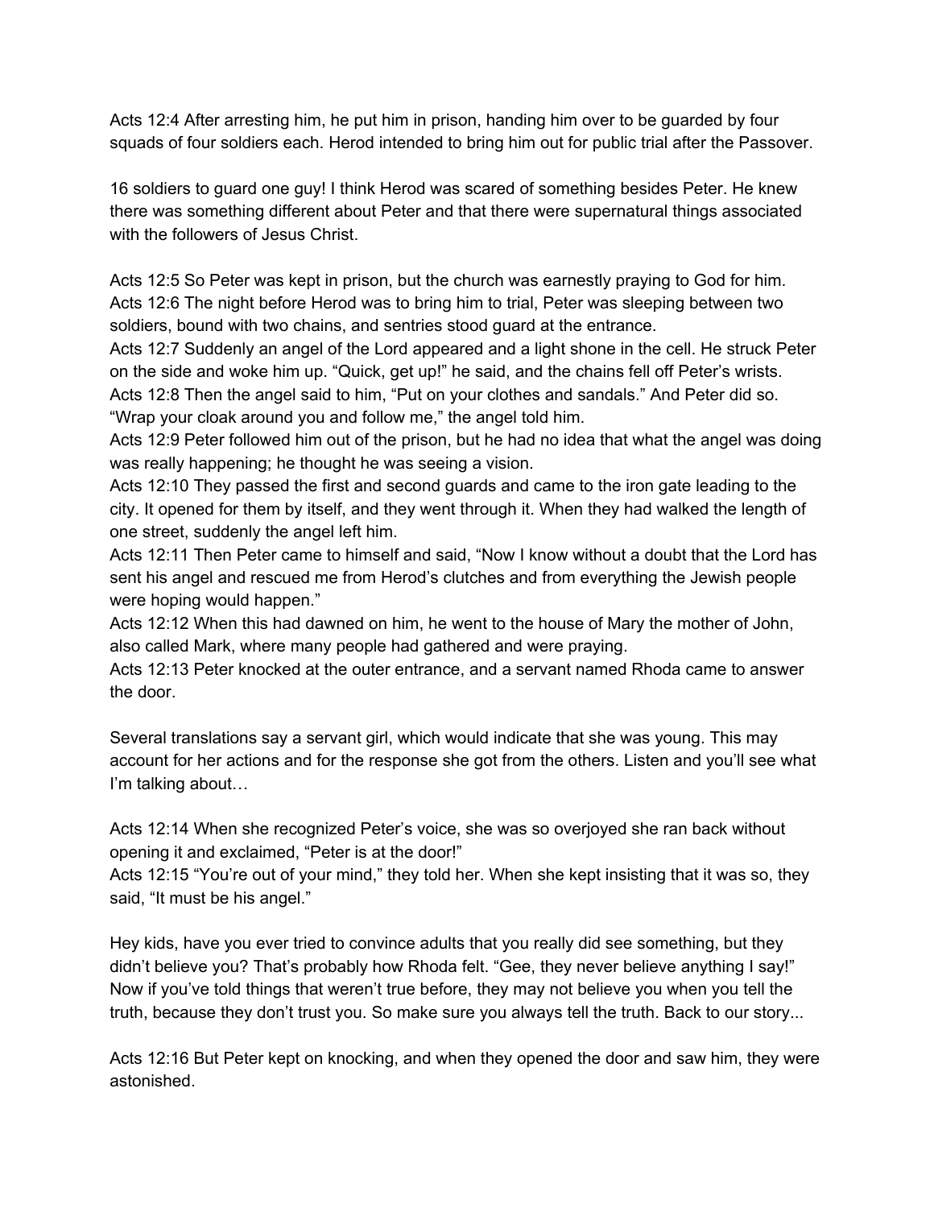Acts 12:4 After arresting him, he put him in prison, handing him over to be guarded by four squads of four soldiers each. Herod intended to bring him out for public trial after the Passover.

16 soldiers to guard one guy! I think Herod was scared of something besides Peter. He knew there was something different about Peter and that there were supernatural things associated with the followers of Jesus Christ.

Acts 12:5 So Peter was kept in prison, but the church was earnestly praying to God for him.
Acts 12:6 The night before Herod was to bring him to trial, Peter was sleeping between two soldiers, bound with two chains, and sentries stood guard at the entrance.
Acts 12:7 Suddenly an angel of the Lord appeared and a light shone in the cell. He struck Peter on the side and woke him up. "Quick, get up!" he said, and the chains fell off Peter's wrists.
Acts 12:8 Then the angel said to him, "Put on your clothes and sandals." And Peter did so. "Wrap your cloak around you and follow me," the angel told him.
Acts 12:9 Peter followed him out of the prison, but he had no idea that what the angel was doing was really happening; he thought he was seeing a vision.
Acts 12:10 They passed the first and second guards and came to the iron gate leading to the city. It opened for them by itself, and they went through it. When they had walked the length of one street, suddenly the angel left him.
Acts 12:11 Then Peter came to himself and said, "Now I know without a doubt that the Lord has sent his angel and rescued me from Herod's clutches and from everything the Jewish people were hoping would happen."
Acts 12:12 When this had dawned on him, he went to the house of Mary the mother of John, also called Mark, where many people had gathered and were praying.
Acts 12:13 Peter knocked at the outer entrance, and a servant named Rhoda came to answer the door.

Several translations say a servant girl, which would indicate that she was young. This may account for her actions and for the response she got from the others. Listen and you'll see what I'm talking about…

Acts 12:14 When she recognized Peter's voice, she was so overjoyed she ran back without opening it and exclaimed, "Peter is at the door!"
Acts 12:15 "You're out of your mind," they told her. When she kept insisting that it was so, they said, "It must be his angel."

Hey kids, have you ever tried to convince adults that you really did see something, but they didn't believe you? That's probably how Rhoda felt. "Gee, they never believe anything I say!" Now if you've told things that weren't true before, they may not believe you when you tell the truth, because they don't trust you. So make sure you always tell the truth. Back to our story...

Acts 12:16 But Peter kept on knocking, and when they opened the door and saw him, they were astonished.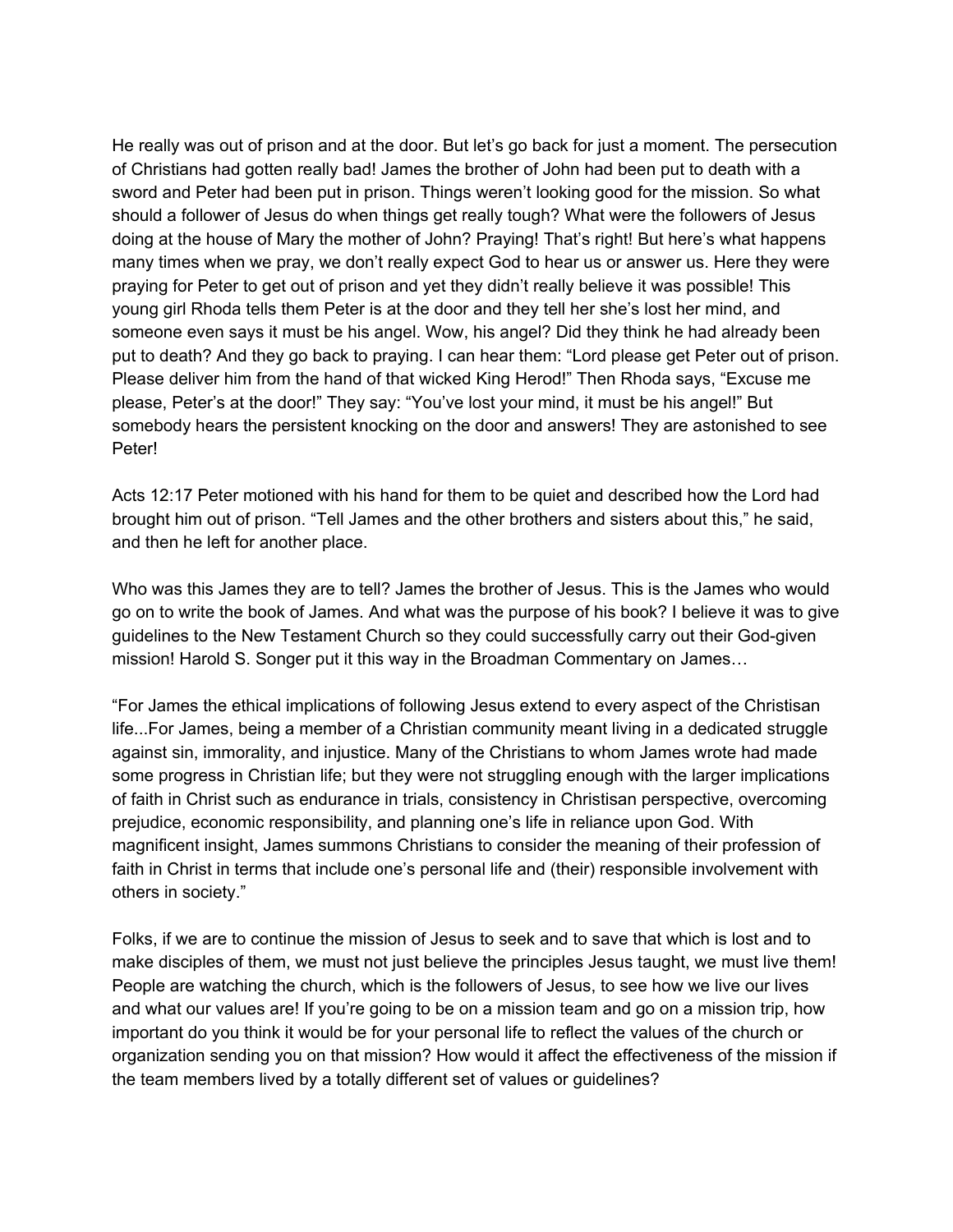He really was out of prison and at the door. But let's go back for just a moment. The persecution of Christians had gotten really bad! James the brother of John had been put to death with a sword and Peter had been put in prison. Things weren't looking good for the mission. So what should a follower of Jesus do when things get really tough? What were the followers of Jesus doing at the house of Mary the mother of John? Praying! That's right! But here's what happens many times when we pray, we don't really expect God to hear us or answer us. Here they were praying for Peter to get out of prison and yet they didn't really believe it was possible! This young girl Rhoda tells them Peter is at the door and they tell her she's lost her mind, and someone even says it must be his angel. Wow, his angel? Did they think he had already been put to death? And they go back to praying. I can hear them: "Lord please get Peter out of prison. Please deliver him from the hand of that wicked King Herod!" Then Rhoda says, "Excuse me please, Peter's at the door!" They say: "You've lost your mind, it must be his angel!" But somebody hears the persistent knocking on the door and answers! They are astonished to see Peter!

Acts 12:17 Peter motioned with his hand for them to be quiet and described how the Lord had brought him out of prison. "Tell James and the other brothers and sisters about this," he said, and then he left for another place.

Who was this James they are to tell? James the brother of Jesus. This is the James who would go on to write the book of James. And what was the purpose of his book? I believe it was to give guidelines to the New Testament Church so they could successfully carry out their God-given mission! Harold S. Songer put it this way in the Broadman Commentary on James…

"For James the ethical implications of following Jesus extend to every aspect of the Christisan life...For James, being a member of a Christian community meant living in a dedicated struggle against sin, immorality, and injustice. Many of the Christians to whom James wrote had made some progress in Christian life; but they were not struggling enough with the larger implications of faith in Christ such as endurance in trials, consistency in Christisan perspective, overcoming prejudice, economic responsibility, and planning one's life in reliance upon God. With magnificent insight, James summons Christians to consider the meaning of their profession of faith in Christ in terms that include one's personal life and (their) responsible involvement with others in society."

Folks, if we are to continue the mission of Jesus to seek and to save that which is lost and to make disciples of them, we must not just believe the principles Jesus taught, we must live them! People are watching the church, which is the followers of Jesus, to see how we live our lives and what our values are! If you're going to be on a mission team and go on a mission trip, how important do you think it would be for your personal life to reflect the values of the church or organization sending you on that mission? How would it affect the effectiveness of the mission if the team members lived by a totally different set of values or guidelines?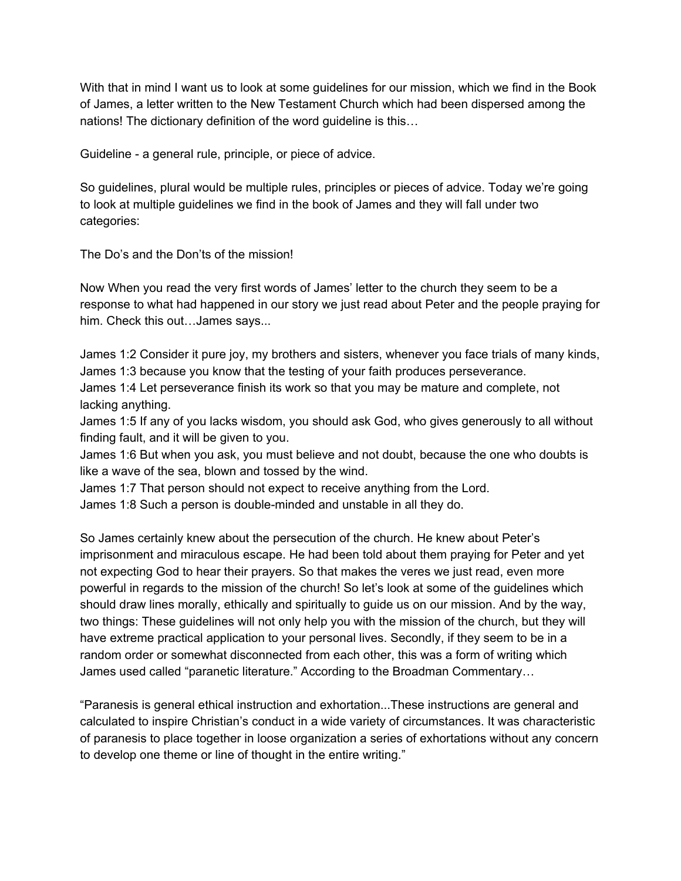With that in mind I want us to look at some guidelines for our mission, which we find in the Book of James, a letter written to the New Testament Church which had been dispersed among the nations! The dictionary definition of the word guideline is this…

Guideline - a general rule, principle, or piece of advice.

So guidelines, plural would be multiple rules, principles or pieces of advice. Today we're going to look at multiple guidelines we find in the book of James and they will fall under two categories:

The Do's and the Don'ts of the mission!

Now When you read the very first words of James' letter to the church they seem to be a response to what had happened in our story we just read about Peter and the people praying for him. Check this out…James says...

James 1:2 Consider it pure joy, my brothers and sisters, whenever you face trials of many kinds,
James 1:3 because you know that the testing of your faith produces perseverance.
James 1:4 Let perseverance finish its work so that you may be mature and complete, not lacking anything.
James 1:5 If any of you lacks wisdom, you should ask God, who gives generously to all without finding fault, and it will be given to you.
James 1:6 But when you ask, you must believe and not doubt, because the one who doubts is like a wave of the sea, blown and tossed by the wind.
James 1:7 That person should not expect to receive anything from the Lord.
James 1:8 Such a person is double-minded and unstable in all they do.

So James certainly knew about the persecution of the church. He knew about Peter's imprisonment and miraculous escape. He had been told about them praying for Peter and yet not expecting God to hear their prayers. So that makes the veres we just read, even more powerful in regards to the mission of the church! So let's look at some of the guidelines which should draw lines morally, ethically and spiritually to guide us on our mission. And by the way, two things: These guidelines will not only help you with the mission of the church, but they will have extreme practical application to your personal lives. Secondly, if they seem to be in a random order or somewhat disconnected from each other, this was a form of writing which James used called "paranetic literature." According to the Broadman Commentary…

"Paranesis is general ethical instruction and exhortation...These instructions are general and calculated to inspire Christian's conduct in a wide variety of circumstances. It was characteristic of paranesis to place together in loose organization a series of exhortations without any concern to develop one theme or line of thought in the entire writing."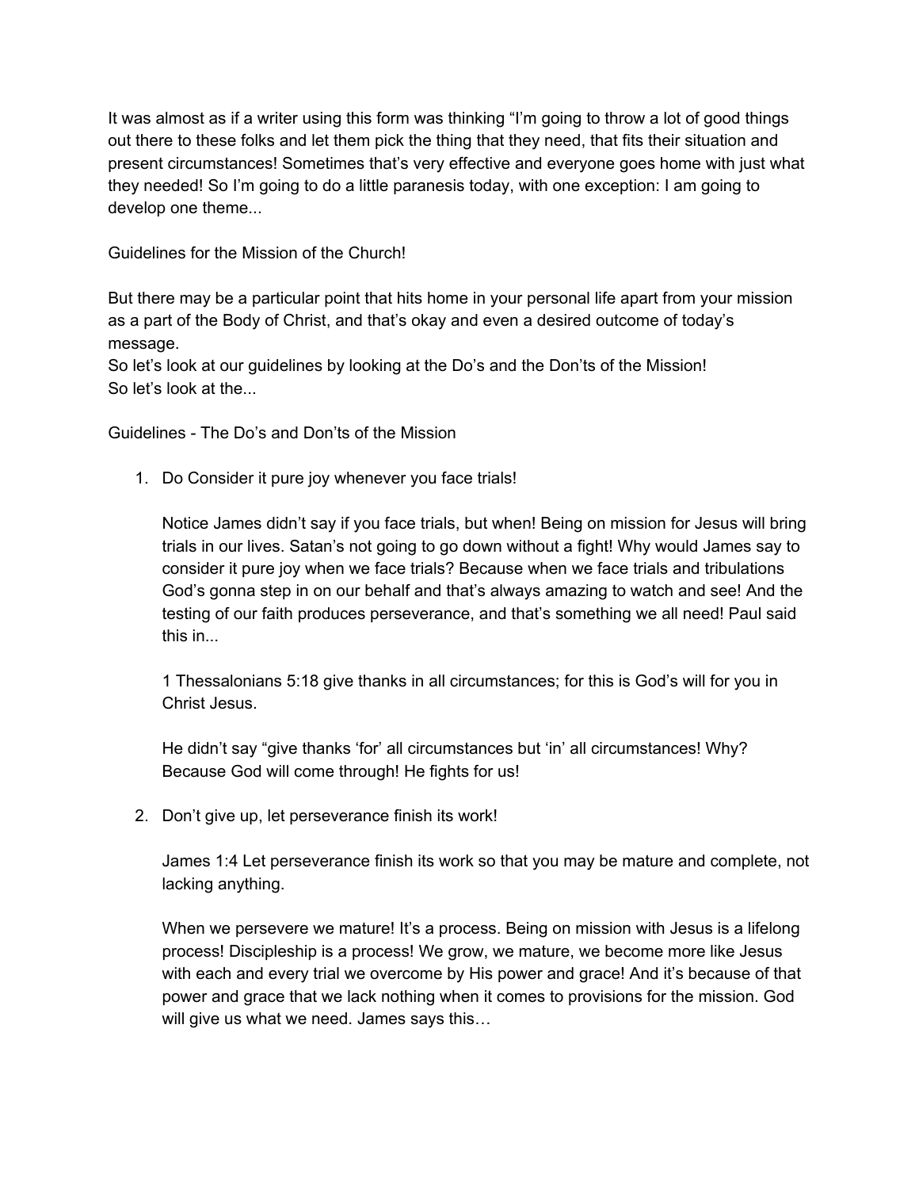It was almost as if a writer using this form was thinking "I'm going to throw a lot of good things out there to these folks and let them pick the thing that they need, that fits their situation and present circumstances! Sometimes that's very effective and everyone goes home with just what they needed! So I'm going to do a little paranesis today, with one exception: I am going to develop one theme...

Guidelines for the Mission of the Church!

But there may be a particular point that hits home in your personal life apart from your mission as a part of the Body of Christ, and that's okay and even a desired outcome of today's message.
So let's look at our guidelines by looking at the Do's and the Don'ts of the Mission!
So let's look at the...

Guidelines - The Do's and Don'ts of the Mission

1. Do Consider it pure joy whenever you face trials!

   Notice James didn't say if you face trials, but when! Being on mission for Jesus will bring trials in our lives. Satan's not going to go down without a fight! Why would James say to consider it pure joy when we face trials? Because when we face trials and tribulations God's gonna step in on our behalf and that's always amazing to watch and see! And the testing of our faith produces perseverance, and that's something we all need! Paul said this in...

   1 Thessalonians 5:18 give thanks in all circumstances; for this is God's will for you in Christ Jesus.

   He didn't say "give thanks 'for' all circumstances but 'in' all circumstances! Why? Because God will come through! He fights for us!

2. Don't give up, let perseverance finish its work!

   James 1:4 Let perseverance finish its work so that you may be mature and complete, not lacking anything.

   When we persevere we mature! It's a process. Being on mission with Jesus is a lifelong process! Discipleship is a process! We grow, we mature, we become more like Jesus with each and every trial we overcome by His power and grace! And it's because of that power and grace that we lack nothing when it comes to provisions for the mission. God will give us what we need. James says this…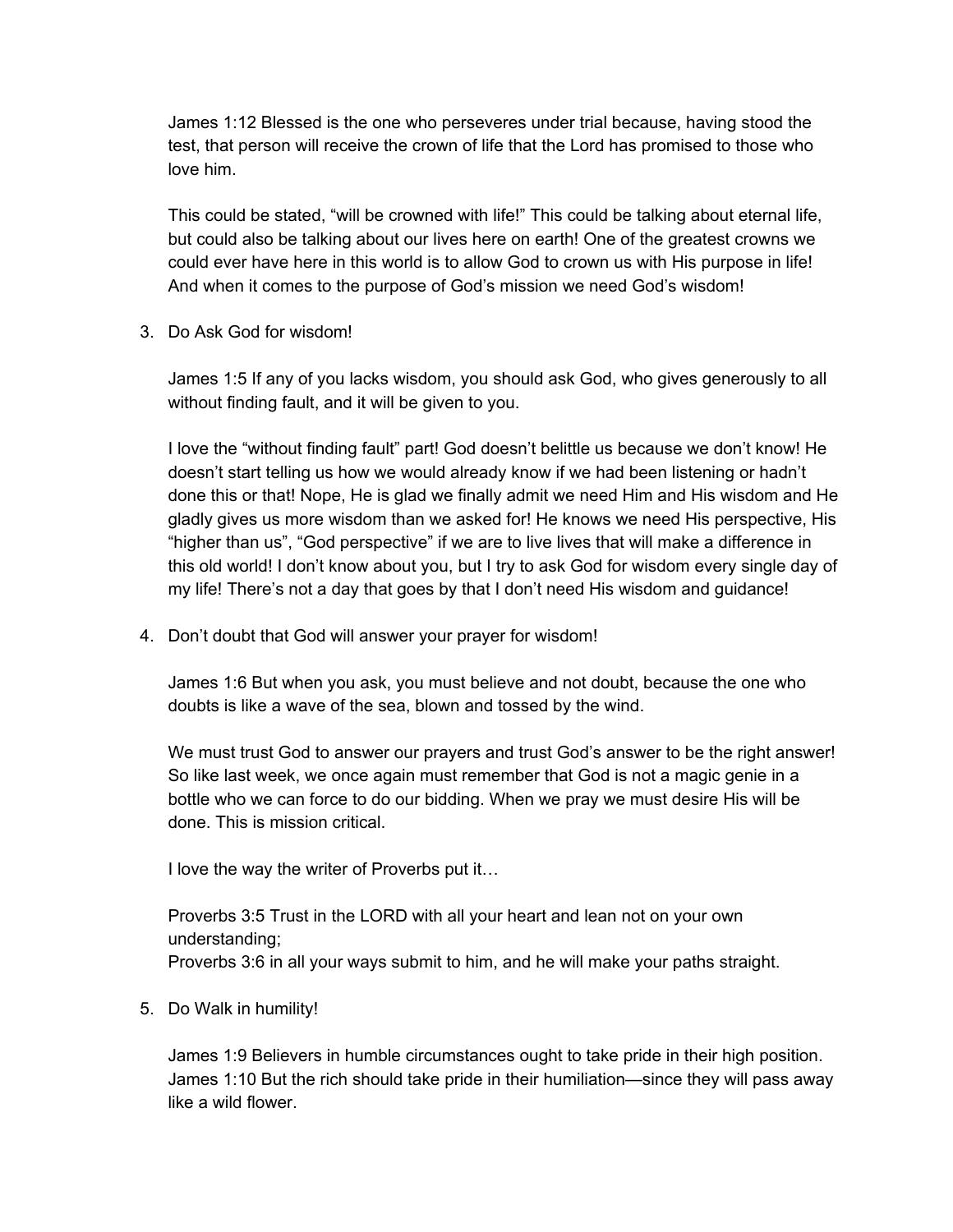James 1:12 Blessed is the one who perseveres under trial because, having stood the test, that person will receive the crown of life that the Lord has promised to those who love him.

This could be stated, “will be crowned with life!” This could be talking about eternal life, but could also be talking about our lives here on earth! One of the greatest crowns we could ever have here in this world is to allow God to crown us with His purpose in life! And when it comes to the purpose of God’s mission we need God’s wisdom!

3. Do Ask God for wisdom!

   James 1:5 If any of you lacks wisdom, you should ask God, who gives generously to all without finding fault, and it will be given to you.

   I love the “without finding fault” part! God doesn’t belittle us because we don’t know! He doesn’t start telling us how we would already know if we had been listening or hadn’t done this or that! Nope, He is glad we finally admit we need Him and His wisdom and He gladly gives us more wisdom than we asked for! He knows we need His perspective, His “higher than us”, “God perspective” if we are to live lives that will make a difference in this old world! I don’t know about you, but I try to ask God for wisdom every single day of my life! There’s not a day that goes by that I don’t need His wisdom and guidance!

4. Don’t doubt that God will answer your prayer for wisdom!

   James 1:6 But when you ask, you must believe and not doubt, because the one who doubts is like a wave of the sea, blown and tossed by the wind.

   We must trust God to answer our prayers and trust God’s answer to be the right answer! So like last week, we once again must remember that God is not a magic genie in a bottle who we can force to do our bidding. When we pray we must desire His will be done. This is mission critical.

   I love the way the writer of Proverbs put it…

   Proverbs 3:5 Trust in the LORD with all your heart and lean not on your own understanding;
   Proverbs 3:6 in all your ways submit to him, and he will make your paths straight.

5. Do Walk in humility!

   James 1:9 Believers in humble circumstances ought to take pride in their high position.
   James 1:10 But the rich should take pride in their humiliation—since they will pass away like a wild flower.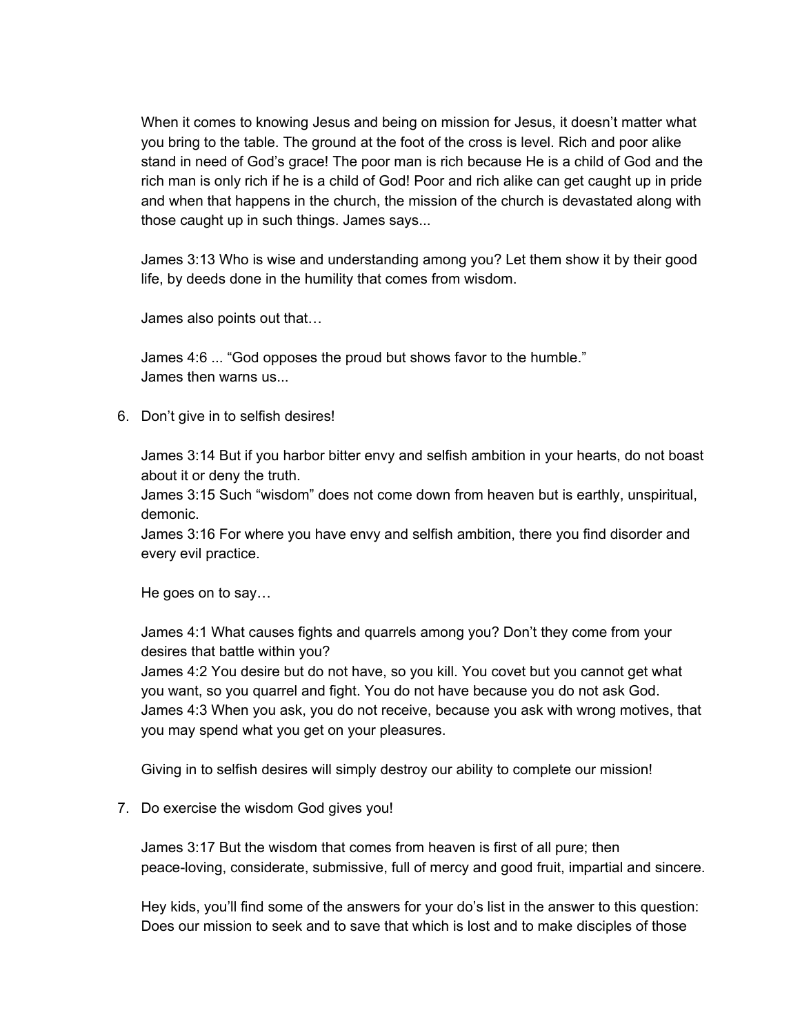When it comes to knowing Jesus and being on mission for Jesus, it doesn't matter what you bring to the table. The ground at the foot of the cross is level. Rich and poor alike stand in need of God's grace! The poor man is rich because He is a child of God and the rich man is only rich if he is a child of God! Poor and rich alike can get caught up in pride and when that happens in the church, the mission of the church is devastated along with those caught up in such things. James says...

James 3:13 Who is wise and understanding among you? Let them show it by their good life, by deeds done in the humility that comes from wisdom.

James also points out that…

James 4:6 ... "God opposes the proud but shows favor to the humble."
James then warns us...

6. Don't give in to selfish desires!

   James 3:14 But if you harbor bitter envy and selfish ambition in your hearts, do not boast about it or deny the truth.
   James 3:15 Such "wisdom" does not come down from heaven but is earthly, unspiritual, demonic.
   James 3:16 For where you have envy and selfish ambition, there you find disorder and every evil practice.

   He goes on to say…

   James 4:1 What causes fights and quarrels among you? Don't they come from your desires that battle within you?
   James 4:2 You desire but do not have, so you kill. You covet but you cannot get what you want, so you quarrel and fight. You do not have because you do not ask God.
   James 4:3 When you ask, you do not receive, because you ask with wrong motives, that you may spend what you get on your pleasures.

   Giving in to selfish desires will simply destroy our ability to complete our mission!

7. Do exercise the wisdom God gives you!

   James 3:17 But the wisdom that comes from heaven is first of all pure; then peace-loving, considerate, submissive, full of mercy and good fruit, impartial and sincere.

   Hey kids, you'll find some of the answers for your do's list in the answer to this question: Does our mission to seek and to save that which is lost and to make disciples of those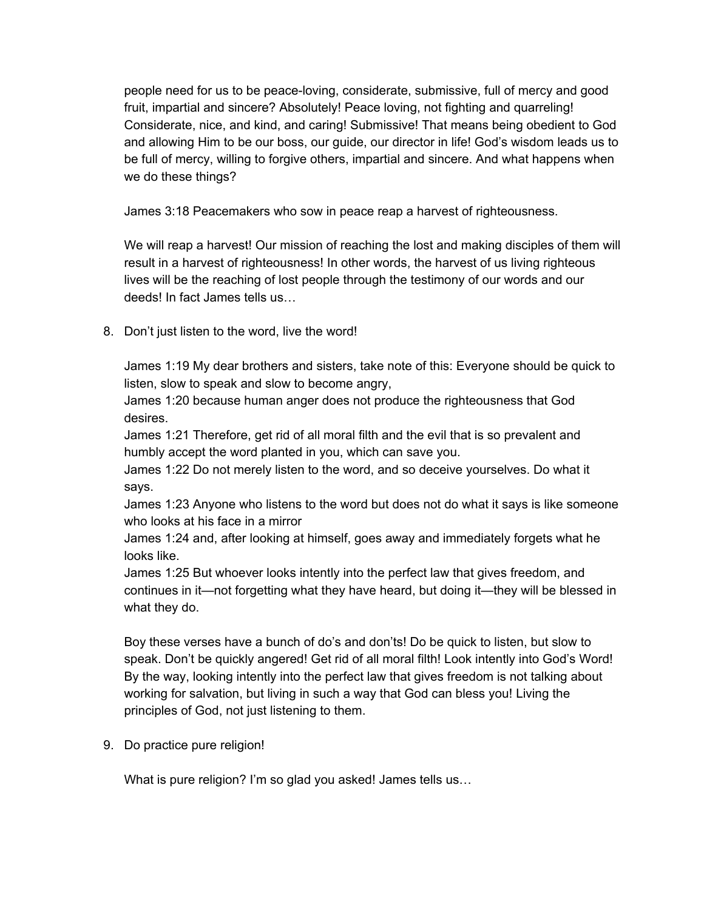people need for us to be peace-loving, considerate, submissive, full of mercy and good fruit, impartial and sincere? Absolutely! Peace loving, not fighting and quarreling! Considerate, nice, and kind, and caring! Submissive! That means being obedient to God and allowing Him to be our boss, our guide, our director in life! God's wisdom leads us to be full of mercy, willing to forgive others, impartial and sincere. And what happens when we do these things?

James 3:18 Peacemakers who sow in peace reap a harvest of righteousness.

We will reap a harvest! Our mission of reaching the lost and making disciples of them will result in a harvest of righteousness! In other words, the harvest of us living righteous lives will be the reaching of lost people through the testimony of our words and our deeds! In fact James tells us…

8. Don't just listen to the word, live the word!

   James 1:19 My dear brothers and sisters, take note of this: Everyone should be quick to listen, slow to speak and slow to become angry,
   James 1:20 because human anger does not produce the righteousness that God desires.
   James 1:21 Therefore, get rid of all moral filth and the evil that is so prevalent and humbly accept the word planted in you, which can save you.
   James 1:22 Do not merely listen to the word, and so deceive yourselves. Do what it says.
   James 1:23 Anyone who listens to the word but does not do what it says is like someone who looks at his face in a mirror
   James 1:24 and, after looking at himself, goes away and immediately forgets what he looks like.
   James 1:25 But whoever looks intently into the perfect law that gives freedom, and continues in it—not forgetting what they have heard, but doing it—they will be blessed in what they do.

   Boy these verses have a bunch of do's and don'ts! Do be quick to listen, but slow to speak. Don't be quickly angered! Get rid of all moral filth! Look intently into God's Word! By the way, looking intently into the perfect law that gives freedom is not talking about working for salvation, but living in such a way that God can bless you! Living the principles of God, not just listening to them.

9. Do practice pure religion!

   What is pure religion? I'm so glad you asked! James tells us…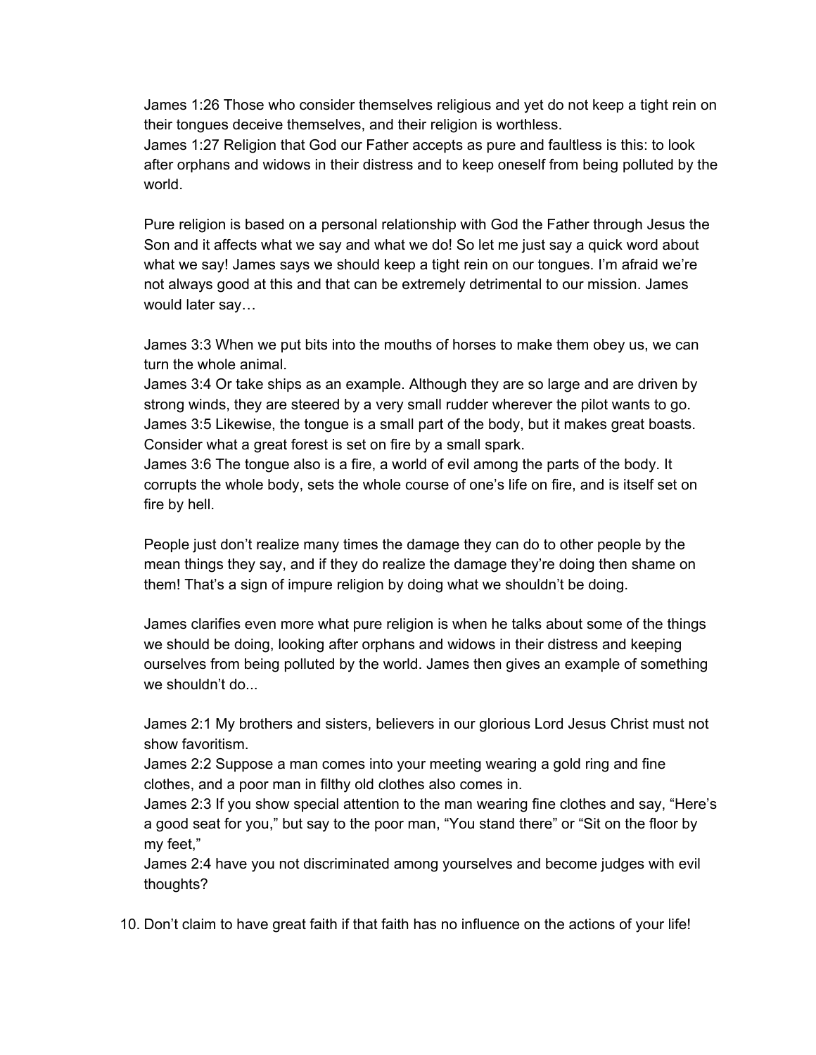James 1:26 Those who consider themselves religious and yet do not keep a tight rein on their tongues deceive themselves, and their religion is worthless.
James 1:27 Religion that God our Father accepts as pure and faultless is this: to look after orphans and widows in their distress and to keep oneself from being polluted by the world.

Pure religion is based on a personal relationship with God the Father through Jesus the Son and it affects what we say and what we do! So let me just say a quick word about what we say! James says we should keep a tight rein on our tongues. I'm afraid we're not always good at this and that can be extremely detrimental to our mission. James would later say…

James 3:3 When we put bits into the mouths of horses to make them obey us, we can turn the whole animal.
James 3:4 Or take ships as an example. Although they are so large and are driven by strong winds, they are steered by a very small rudder wherever the pilot wants to go.
James 3:5 Likewise, the tongue is a small part of the body, but it makes great boasts. Consider what a great forest is set on fire by a small spark.
James 3:6 The tongue also is a fire, a world of evil among the parts of the body. It corrupts the whole body, sets the whole course of one's life on fire, and is itself set on fire by hell.

People just don't realize many times the damage they can do to other people by the mean things they say, and if they do realize the damage they're doing then shame on them! That's a sign of impure religion by doing what we shouldn't be doing.

James clarifies even more what pure religion is when he talks about some of the things we should be doing, looking after orphans and widows in their distress and keeping ourselves from being polluted by the world. James then gives an example of something we shouldn't do...

James 2:1 My brothers and sisters, believers in our glorious Lord Jesus Christ must not show favoritism.
James 2:2 Suppose a man comes into your meeting wearing a gold ring and fine clothes, and a poor man in filthy old clothes also comes in.
James 2:3 If you show special attention to the man wearing fine clothes and say, "Here's a good seat for you," but say to the poor man, "You stand there" or "Sit on the floor by my feet,"
James 2:4 have you not discriminated among yourselves and become judges with evil thoughts?

10. Don't claim to have great faith if that faith has no influence on the actions of your life!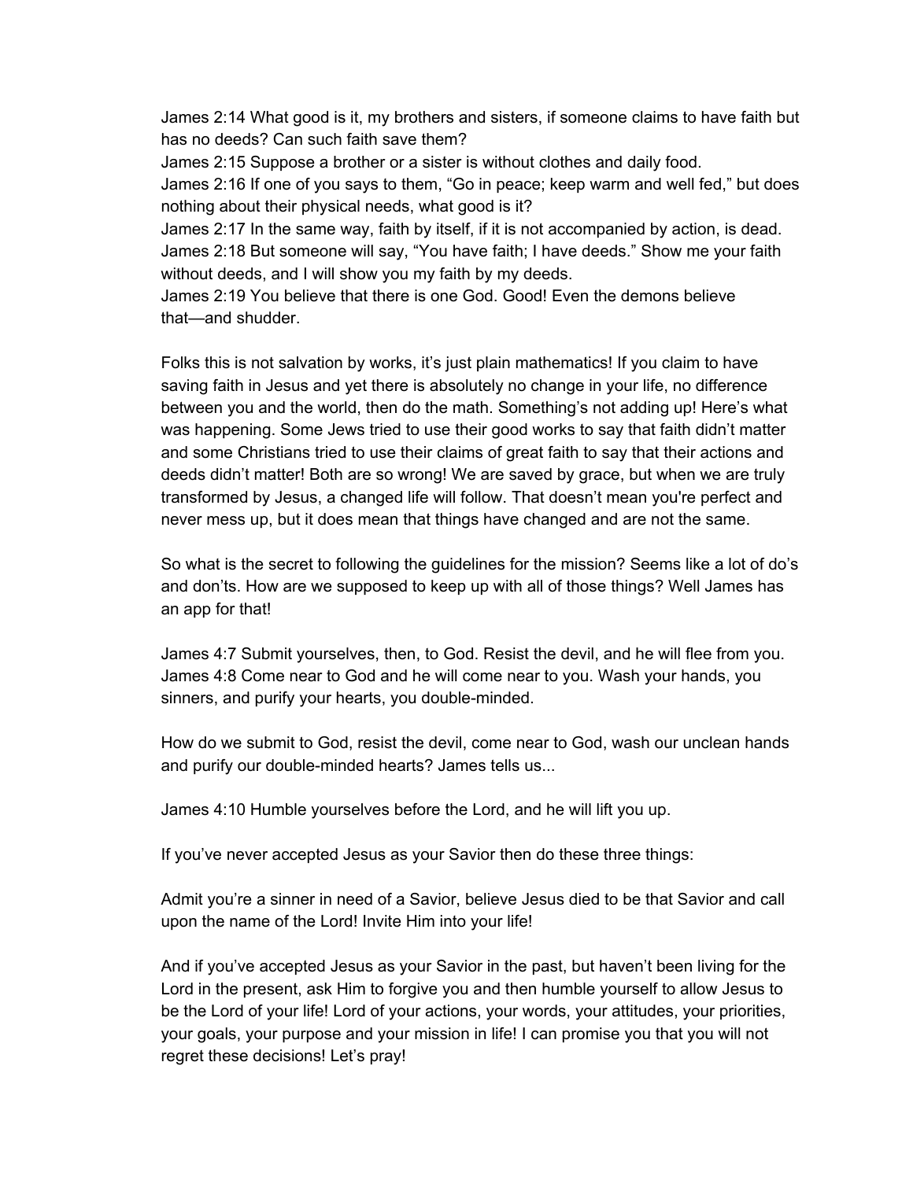James 2:14 What good is it, my brothers and sisters, if someone claims to have faith but has no deeds? Can such faith save them?
James 2:15 Suppose a brother or a sister is without clothes and daily food.
James 2:16 If one of you says to them, “Go in peace; keep warm and well fed,” but does nothing about their physical needs, what good is it?
James 2:17 In the same way, faith by itself, if it is not accompanied by action, is dead.
James 2:18 But someone will say, “You have faith; I have deeds.” Show me your faith without deeds, and I will show you my faith by my deeds.
James 2:19 You believe that there is one God. Good! Even the demons believe that—and shudder.

Folks this is not salvation by works, it’s just plain mathematics! If you claim to have saving faith in Jesus and yet there is absolutely no change in your life, no difference between you and the world, then do the math. Something’s not adding up! Here’s what was happening. Some Jews tried to use their good works to say that faith didn’t matter and some Christians tried to use their claims of great faith to say that their actions and deeds didn’t matter! Both are so wrong! We are saved by grace, but when we are truly transformed by Jesus, a changed life will follow. That doesn’t mean you're perfect and never mess up, but it does mean that things have changed and are not the same.

So what is the secret to following the guidelines for the mission? Seems like a lot of do’s and don’ts. How are we supposed to keep up with all of those things? Well James has an app for that!

James 4:7 Submit yourselves, then, to God. Resist the devil, and he will flee from you.
James 4:8 Come near to God and he will come near to you. Wash your hands, you sinners, and purify your hearts, you double-minded.

How do we submit to God, resist the devil, come near to God, wash our unclean hands and purify our double-minded hearts? James tells us...

James 4:10 Humble yourselves before the Lord, and he will lift you up.

If you’ve never accepted Jesus as your Savior then do these three things:

Admit you’re a sinner in need of a Savior, believe Jesus died to be that Savior and call upon the name of the Lord! Invite Him into your life!

And if you’ve accepted Jesus as your Savior in the past, but haven’t been living for the Lord in the present, ask Him to forgive you and then humble yourself to allow Jesus to be the Lord of your life! Lord of your actions, your words, your attitudes, your priorities, your goals, your purpose and your mission in life! I can promise you that you will not regret these decisions! Let’s pray!